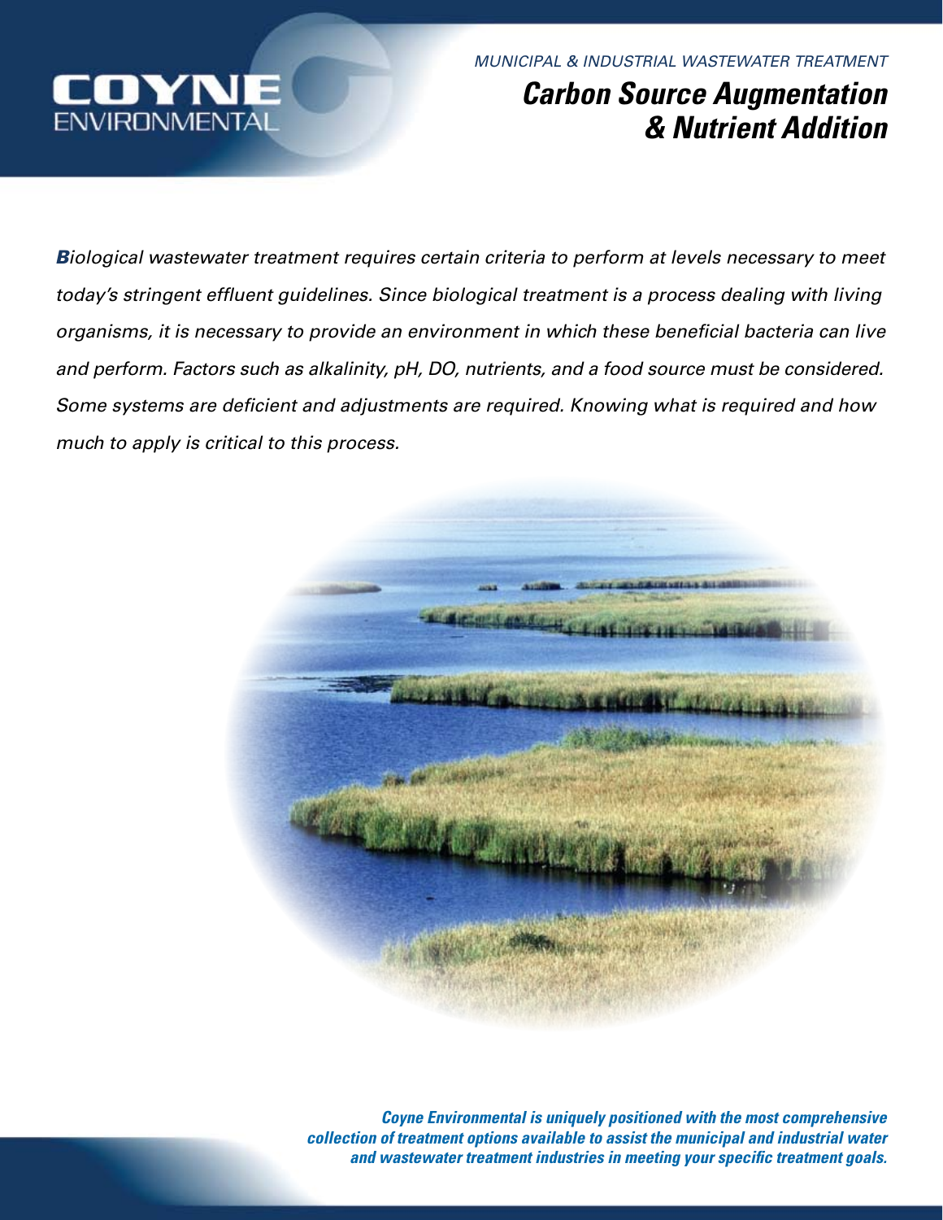COYNE ENVIRONMENTAL

*MUNICIPAL & INDUSTRIAL WASTEWATER TREATMENT*

# *Carbon Source Augmentation & Nutrient Addition*

*Biological wastewater treatment requires certain criteria to perform at levels necessary to meet today's stringent effluent guidelines. Since biological treatment is a process dealing with living organisms, it is necessary to provide an environment in which these beneficial bacteria can live and perform. Factors such as alkalinity, pH, DO, nutrients, and a food source must be considered. Some systems are deficient and adjustments are required. Knowing what is required and how much to apply is critical to this process.*

***Coyne Environmental is uniquely positioned with the most comprehensive collection of treatment options available to assist the municipal and industrial water and wastewater treatment industries in meeting your specific treatment goals.***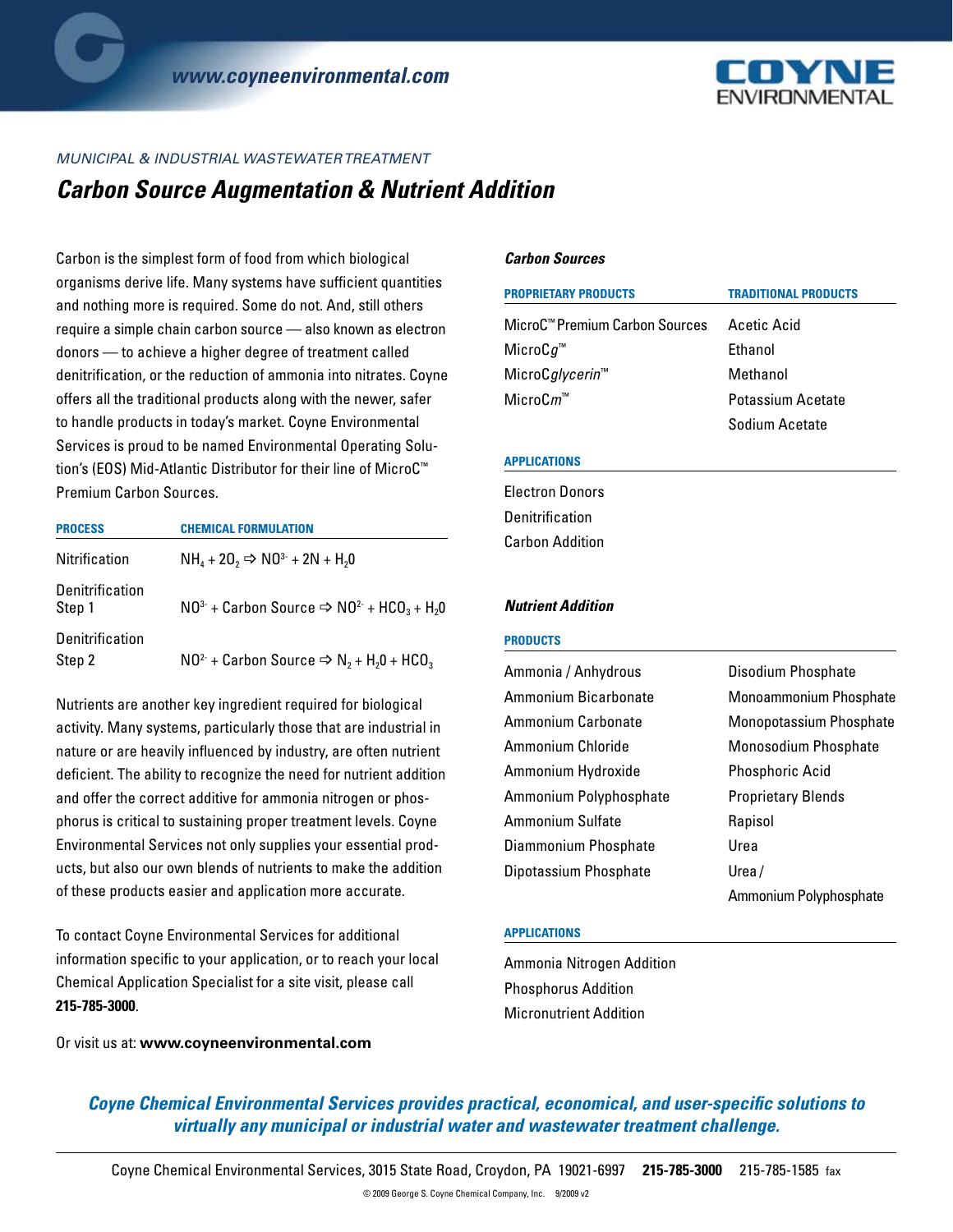www.coyneenvironmental.com

COYNE ENVIRONMENTAL

*MUNICIPAL & INDUSTRIAL WASTEWATER TREATMENT*

# *Carbon Source Augmentation & Nutrient Addition*

Carbon is the simplest form of food from which biological organisms derive life. Many systems have sufficient quantities and nothing more is required. Some do not. And, still others require a simple chain carbon source — also known as electron donors — to achieve a higher degree of treatment called denitrification, or the reduction of ammonia into nitrates. Coyne offers all the traditional products along with the newer, safer to handle products in today's market. Coyne Environmental Services is proud to be named Environmental Operating Solution's (EOS) Mid-Atlantic Distributor for their line of MicroC™ Premium Carbon Sources.

| PROCESS | CHEMICAL FORMULATION |
|---|---|
| Nitrification | $NH_4 + 2O_2 \Rightarrow NO^{3-} + 2N + H_20$ |
| Denitrification Step 1 | $NO^{3-}$ + Carbon Source $\Rightarrow NO^{2-} + HCO_3 + H_20$ |
| Denitrification Step 2 | $NO^{2-}$ + Carbon Source $\Rightarrow N_2 + H_20 + HCO_3$ |

Nutrients are another key ingredient required for biological activity. Many systems, particularly those that are industrial in nature or are heavily influenced by industry, are often nutrient deficient. The ability to recognize the need for nutrient addition and offer the correct additive for ammonia nitrogen or phosphorus is critical to sustaining proper treatment levels. Coyne Environmental Services not only supplies your essential products, but also our own blends of nutrients to make the addition of these products easier and application more accurate.

To contact Coyne Environmental Services for additional information specific to your application, or to reach your local Chemical Application Specialist for a site visit, please call **215-785-3000**.

Or visit us at: **www.coyneenvironmental.com**

### *Carbon Sources*

| PROPRIETARY PRODUCTS | TRADITIONAL PRODUCTS |
|---|---|
| MicroC™ Premium Carbon Sources | Acetic Acid |
| MicroC*g*™ | Ethanol |
| MicroC*glycerin*™ | Methanol |
| MicroC*m*™ | Potassium Acetate |
| | Sodium Acetate |

**APPLICATIONS**

- Electron Donors
- Denitrification
- Carbon Addition

### *Nutrient Addition*

**PRODUCTS**

| | |
|---|---|
| Ammonia / Anhydrous | Disodium Phosphate |
| Ammonium Bicarbonate | Monoammonium Phosphate |
| Ammonium Carbonate | Monopotassium Phosphate |
| Ammonium Chloride | Monosodium Phosphate |
| Ammonium Hydroxide | Phosphoric Acid |
| Ammonium Polyphosphate | Proprietary Blends |
| Ammonium Sulfate | Rapisol |
| Diammonium Phosphate | Urea |
| Dipotassium Phosphate | Urea / Ammonium Polyphosphate |

**APPLICATIONS**

- Ammonia Nitrogen Addition
- Phosphorus Addition
- Micronutrient Addition

***Coyne Chemical Environmental Services provides practical, economical, and user-specific solutions to virtually any municipal or industrial water and wastewater treatment challenge.***

Coyne Chemical Environmental Services, 3015 State Road, Croydon, PA 19021-6997 **215-785-3000** 215-785-1585 fax

© 2009 George S. Coyne Chemical Company, Inc. 9/2009 v2